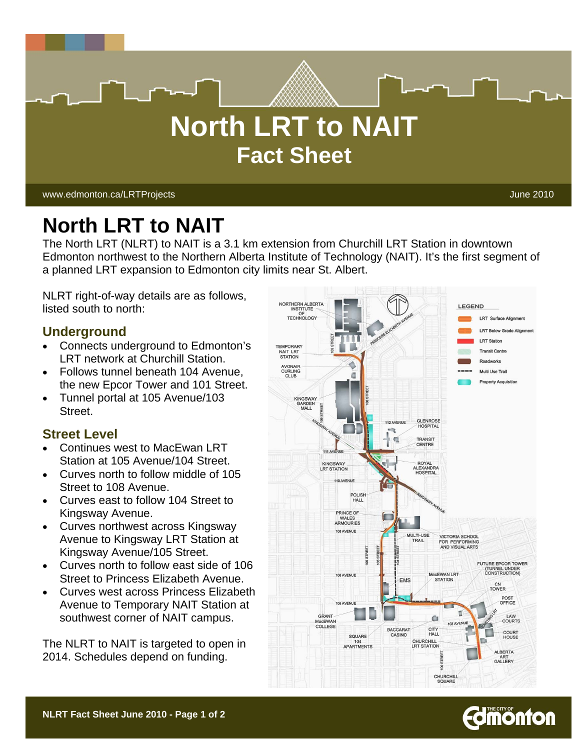# North LRT to NAIT
## Fact Sheet

www.edmonton.ca/LRTProjects

June 2010

# North LRT to NAIT

The North LRT (NLRT) to NAIT is a 3.1 km extension from Churchill LRT Station in downtown Edmonton northwest to the Northern Alberta Institute of Technology (NAIT). It's the first segment of a planned LRT expansion to Edmonton city limits near St. Albert.

NLRT right-of-way details are as follows, listed south to north:

## Underground

- Connects underground to Edmonton's LRT network at Churchill Station.
- Follows tunnel beneath 104 Avenue, the new Epcor Tower and 101 Street.
- Tunnel portal at 105 Avenue/103 Street.

## Street Level

- Continues west to MacEwan LRT Station at 105 Avenue/104 Street.
- Curves north to follow middle of 105 Street to 108 Avenue.
- Curves east to follow 104 Street to Kingsway Avenue.
- Curves northwest across Kingsway Avenue to Kingsway LRT Station at Kingsway Avenue/105 Street.
- Curves north to follow east side of 106 Street to Princess Elizabeth Avenue.
- Curves west across Princess Elizabeth Avenue to Temporary NAIT Station at southwest corner of NAIT campus.

The NLRT to NAIT is targeted to open in 2014. Schedules depend on funding.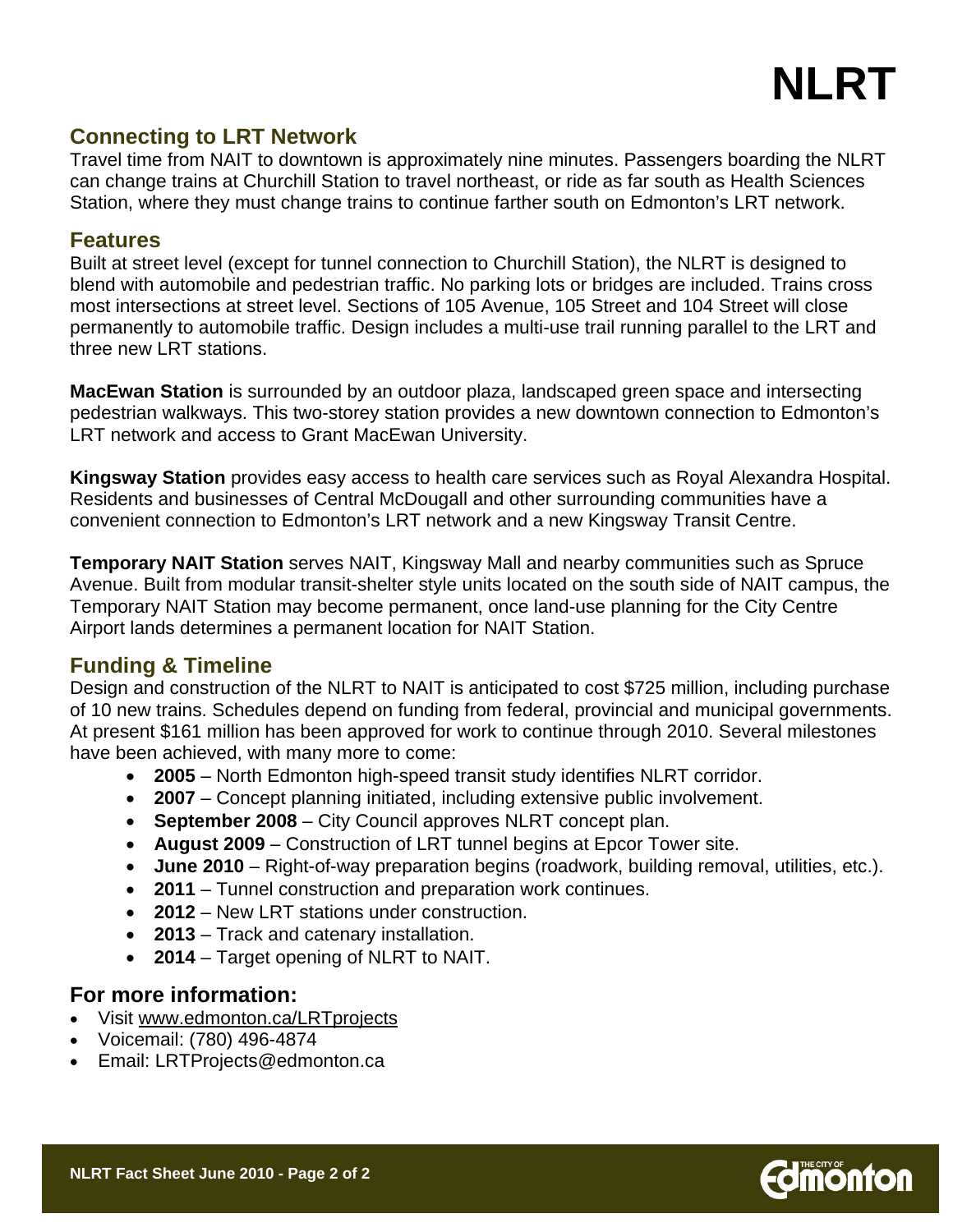# NLRT

## Connecting to LRT Network

Travel time from NAIT to downtown is approximately nine minutes. Passengers boarding the NLRT can change trains at Churchill Station to travel northeast, or ride as far south as Health Sciences Station, where they must change trains to continue farther south on Edmonton's LRT network.

## Features

Built at street level (except for tunnel connection to Churchill Station), the NLRT is designed to blend with automobile and pedestrian traffic. No parking lots or bridges are included. Trains cross most intersections at street level. Sections of 105 Avenue, 105 Street and 104 Street will close permanently to automobile traffic. Design includes a multi-use trail running parallel to the LRT and three new LRT stations.

**MacEwan Station** is surrounded by an outdoor plaza, landscaped green space and intersecting pedestrian walkways. This two-storey station provides a new downtown connection to Edmonton's LRT network and access to Grant MacEwan University.

**Kingsway Station** provides easy access to health care services such as Royal Alexandra Hospital. Residents and businesses of Central McDougall and other surrounding communities have a convenient connection to Edmonton's LRT network and a new Kingsway Transit Centre.

**Temporary NAIT Station** serves NAIT, Kingsway Mall and nearby communities such as Spruce Avenue. Built from modular transit-shelter style units located on the south side of NAIT campus, the Temporary NAIT Station may become permanent, once land-use planning for the City Centre Airport lands determines a permanent location for NAIT Station.

## Funding & Timeline

Design and construction of the NLRT to NAIT is anticipated to cost $725 million, including purchase of 10 new trains. Schedules depend on funding from federal, provincial and municipal governments. At present $161 million has been approved for work to continue through 2010. Several milestones have been achieved, with many more to come:

- **2005** – North Edmonton high-speed transit study identifies NLRT corridor.
- **2007** – Concept planning initiated, including extensive public involvement.
- **September 2008** – City Council approves NLRT concept plan.
- **August 2009** – Construction of LRT tunnel begins at Epcor Tower site.
- **June 2010** – Right-of-way preparation begins (roadwork, building removal, utilities, etc.).
- **2011** – Tunnel construction and preparation work continues.
- **2012** – New LRT stations under construction.
- **2013** – Track and catenary installation.
- **2014** – Target opening of NLRT to NAIT.

## For more information:

- Visit www.edmonton.ca/LRTprojects
- Voicemail: (780) 496-4874
- Email: LRTProjects@edmonton.ca